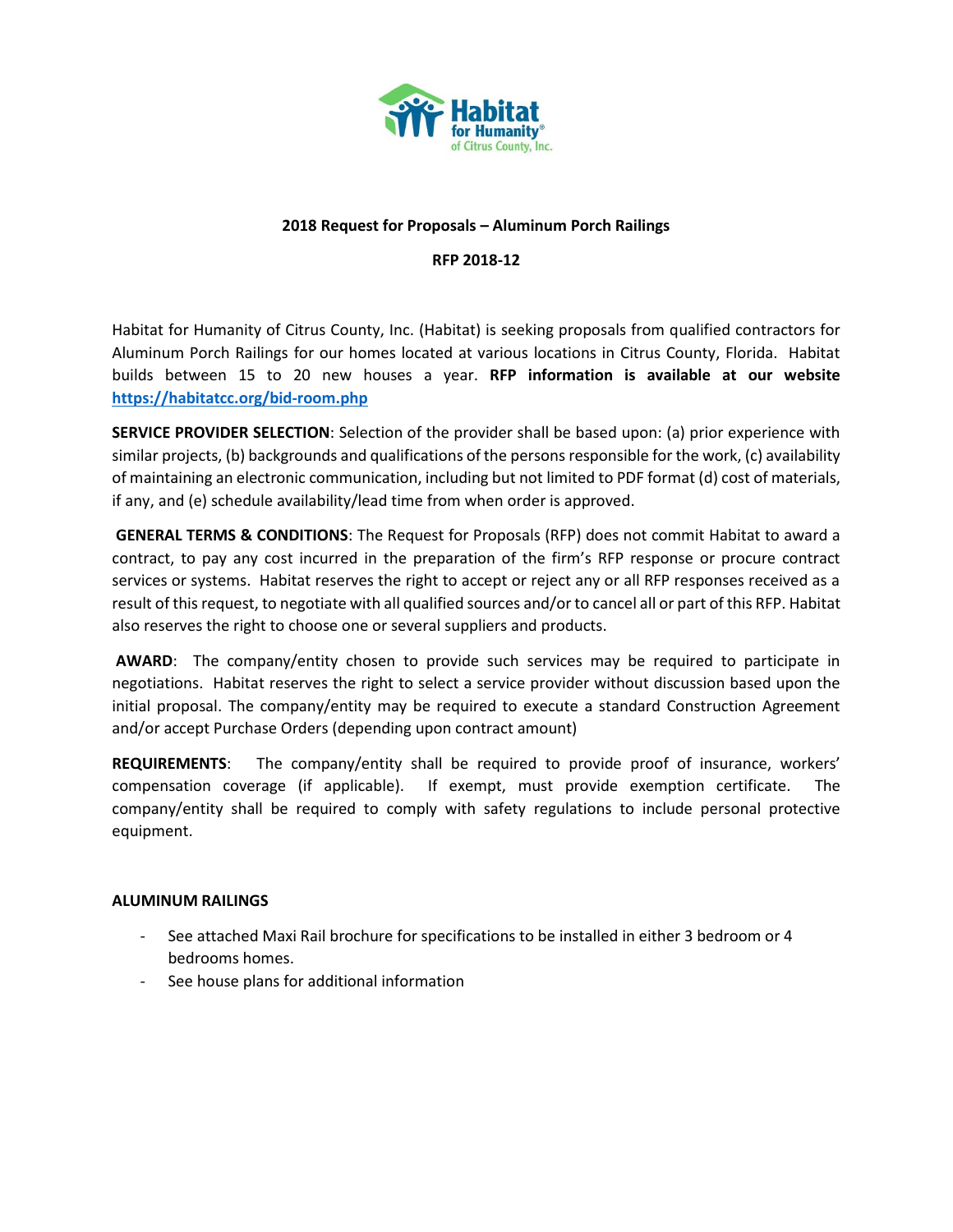Habitat for Humanity® of Citrus County, Inc.

**2018 Request for Proposals – Aluminum Porch Railings**

**RFP 2018-12**

Habitat for Humanity of Citrus County, Inc. (Habitat) is seeking proposals from qualified contractors for Aluminum Porch Railings for our homes located at various locations in Citrus County, Florida. Habitat builds between 15 to 20 new houses a year. **RFP information is available at our website [https://habitatcc.org/bid-room.php](https://habitatcc.org/bid-room.php)**

**SERVICE PROVIDER SELECTION**: Selection of the provider shall be based upon: (a) prior experience with similar projects, (b) backgrounds and qualifications of the persons responsible for the work, (c) availability of maintaining an electronic communication, including but not limited to PDF format (d) cost of materials, if any, and (e) schedule availability/lead time from when order is approved.

**GENERAL TERMS & CONDITIONS**: The Request for Proposals (RFP) does not commit Habitat to award a contract, to pay any cost incurred in the preparation of the firm's RFP response or procure contract services or systems. Habitat reserves the right to accept or reject any or all RFP responses received as a result of this request, to negotiate with all qualified sources and/or to cancel all or part of this RFP. Habitat also reserves the right to choose one or several suppliers and products.

**AWARD**: The company/entity chosen to provide such services may be required to participate in negotiations. Habitat reserves the right to select a service provider without discussion based upon the initial proposal. The company/entity may be required to execute a standard Construction Agreement and/or accept Purchase Orders (depending upon contract amount)

**REQUIREMENTS**: The company/entity shall be required to provide proof of insurance, workers' compensation coverage (if applicable). If exempt, must provide exemption certificate. The company/entity shall be required to comply with safety regulations to include personal protective equipment.

**ALUMINUM RAILINGS**

- See attached Maxi Rail brochure for specifications to be installed in either 3 bedroom or 4 bedrooms homes.
- See house plans for additional information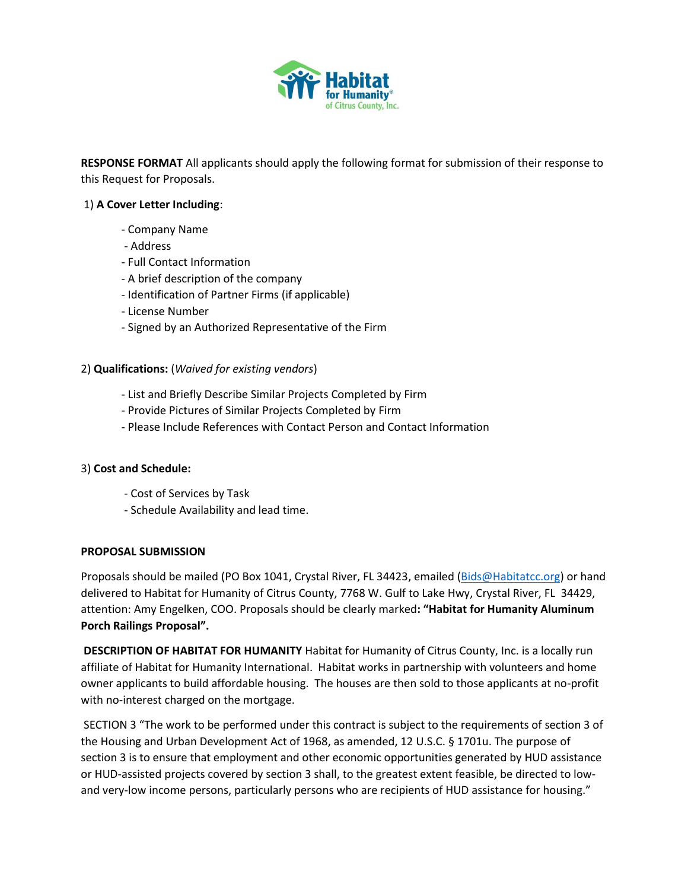**RESPONSE FORMAT** All applicants should apply the following format for submission of their response to this Request for Proposals.

1) **A Cover Letter Including**:

- Company Name
- Address
- Full Contact Information
- A brief description of the company
- Identification of Partner Firms (if applicable)
- License Number
- Signed by an Authorized Representative of the Firm

2) **Qualifications:** (*Waived for existing vendors*)

- List and Briefly Describe Similar Projects Completed by Firm
- Provide Pictures of Similar Projects Completed by Firm
- Please Include References with Contact Person and Contact Information

3) **Cost and Schedule:**

- Cost of Services by Task
- Schedule Availability and lead time.

**PROPOSAL SUBMISSION**

Proposals should be mailed (PO Box 1041, Crystal River, FL 34423, emailed (Bids@Habitatcc.org) or hand delivered to Habitat for Humanity of Citrus County, 7768 W. Gulf to Lake Hwy, Crystal River, FL 34429, attention: Amy Engelken, COO. Proposals should be clearly marked**: "Habitat for Humanity Aluminum Porch Railings Proposal".**

**DESCRIPTION OF HABITAT FOR HUMANITY** Habitat for Humanity of Citrus County, Inc. is a locally run affiliate of Habitat for Humanity International. Habitat works in partnership with volunteers and home owner applicants to build affordable housing. The houses are then sold to those applicants at no-profit with no-interest charged on the mortgage.

SECTION 3 "The work to be performed under this contract is subject to the requirements of section 3 of the Housing and Urban Development Act of 1968, as amended, 12 U.S.C. § 1701u. The purpose of section 3 is to ensure that employment and other economic opportunities generated by HUD assistance or HUD-assisted projects covered by section 3 shall, to the greatest extent feasible, be directed to low- and very-low income persons, particularly persons who are recipients of HUD assistance for housing."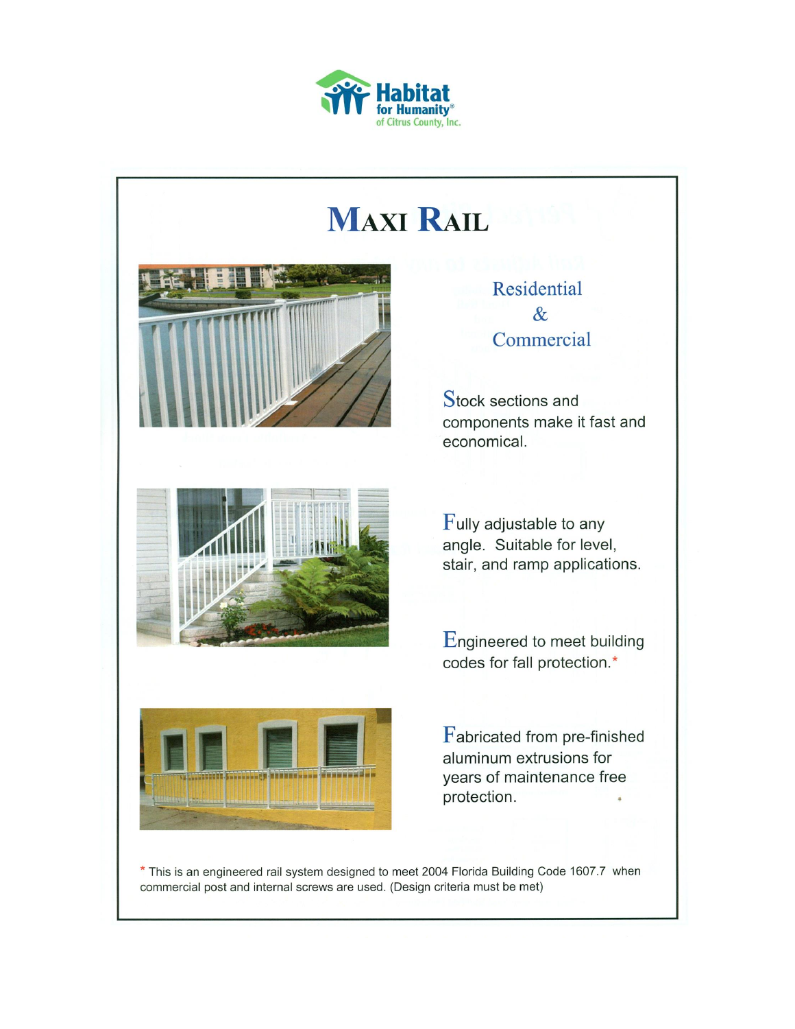Habitat for Humanity® of Citrus County, Inc.

# MAXI RAIL

Residential & Commercial

Stock sections and components make it fast and economical.

Fully adjustable to any angle. Suitable for level, stair, and ramp applications.

Engineered to meet building codes for fall protection.*

Fabricated from pre-finished aluminum extrusions for years of maintenance free protection.

* This is an engineered rail system designed to meet 2004 Florida Building Code 1607.7 when commercial post and internal screws are used. (Design criteria must be met)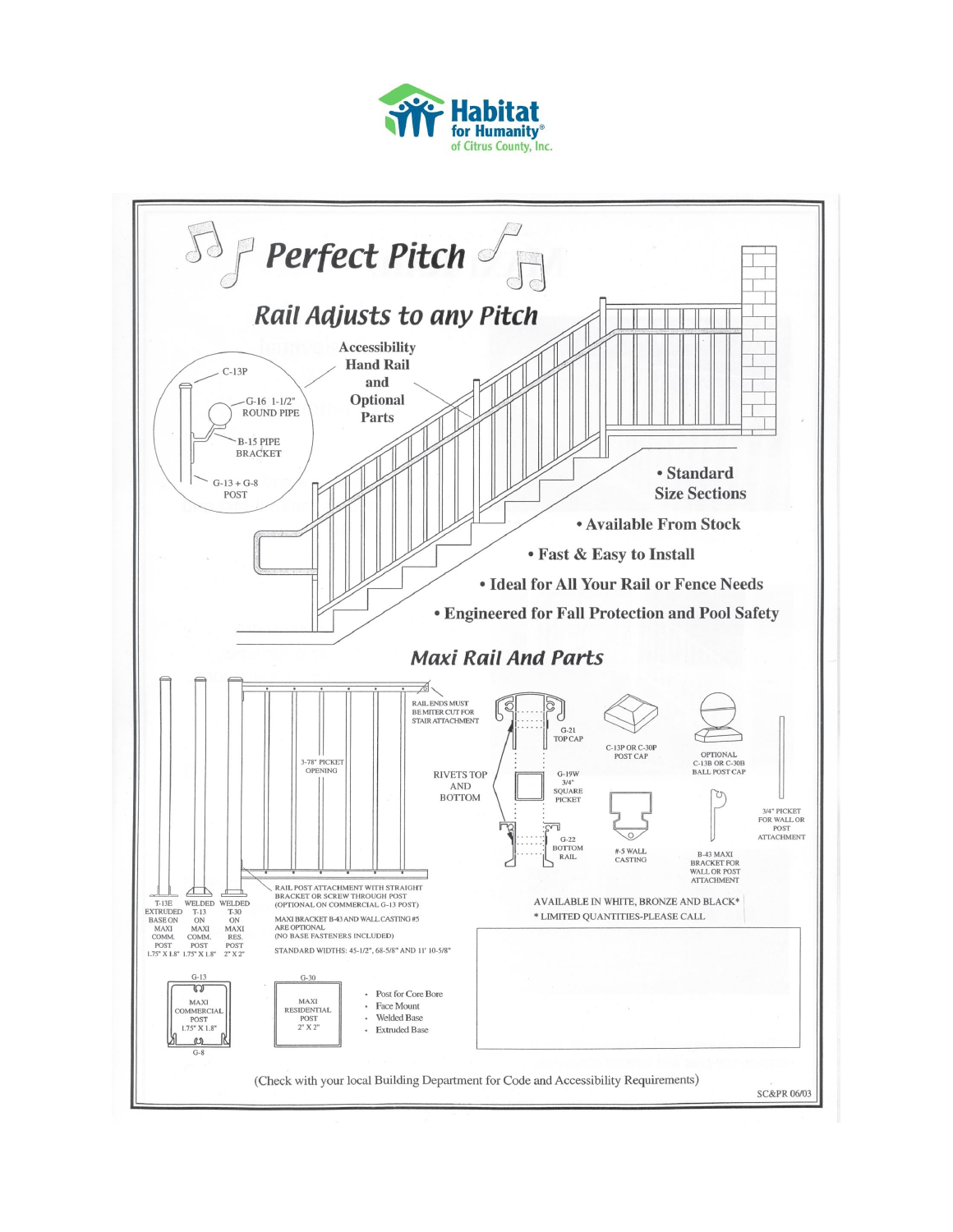Habitat for Humanity® of Citrus County, Inc.

# Perfect Pitch

## Rail Adjusts to any Pitch

Accessibility Hand Rail and Optional Parts

C-13P

G-16 1-1/2" ROUND PIPE

B-15 PIPE BRACKET

G-13 + G-8 POST

- Standard Size Sections
- Available From Stock
- Fast & Easy to Install
- Ideal for All Your Rail or Fence Needs
- Engineered for Fall Protection and Pool Safety

## Maxi Rail And Parts

RAIL ENDS MUST BE MITER CUT FOR STAIR ATTACHMENT

3-78" PICKET OPENING

RIVETS TOP AND BOTTOM

G-21 TOP CAP

C-13P OR C-30P POST CAP

OPTIONAL C-13B OR C-30B BALL POST CAP

G-19W 3/4" SQUARE PICKET

G-22 BOTTOM RAIL

#-5 WALL CASTING

B-43 MAXI BRACKET FOR WALL OR POST ATTACHMENT

3/4" PICKET FOR WALL OR POST ATTACHMENT

T-13E EXTRUDED BASE ON MAXI COMM. POST 1.75" X 1.8"

WELDED T-13 ON MAXI COMM. POST 1.75" X 1.8"

WELDED T-30 ON MAXI RES. POST 2" X 2"

RAIL POST ATTACHMENT WITH STRAIGHT BRACKET OR SCREW THROUGH POST (OPTIONAL ON COMMERCIAL G-13 POST)

MAXI BRACKET B-43 AND WALL CASTING #5 ARE OPTIONAL (NO BASE FASTENERS INCLUDED)

STANDARD WIDTHS: 45-1/2", 68-5/8" AND 11' 10-5/8"

AVAILABLE IN WHITE, BRONZE AND BLACK*

\* LIMITED QUANTITIES-PLEASE CALL

G-13 MAXI COMMERCIAL POST 1.75" X 1.8" G-8

G-30 MAXI RESIDENTIAL POST 2" X 2"

- Post for Core Bore
- Face Mount
- Welded Base
- Extruded Base

(Check with your local Building Department for Code and Accessibility Requirements)

SC&PR 06/03